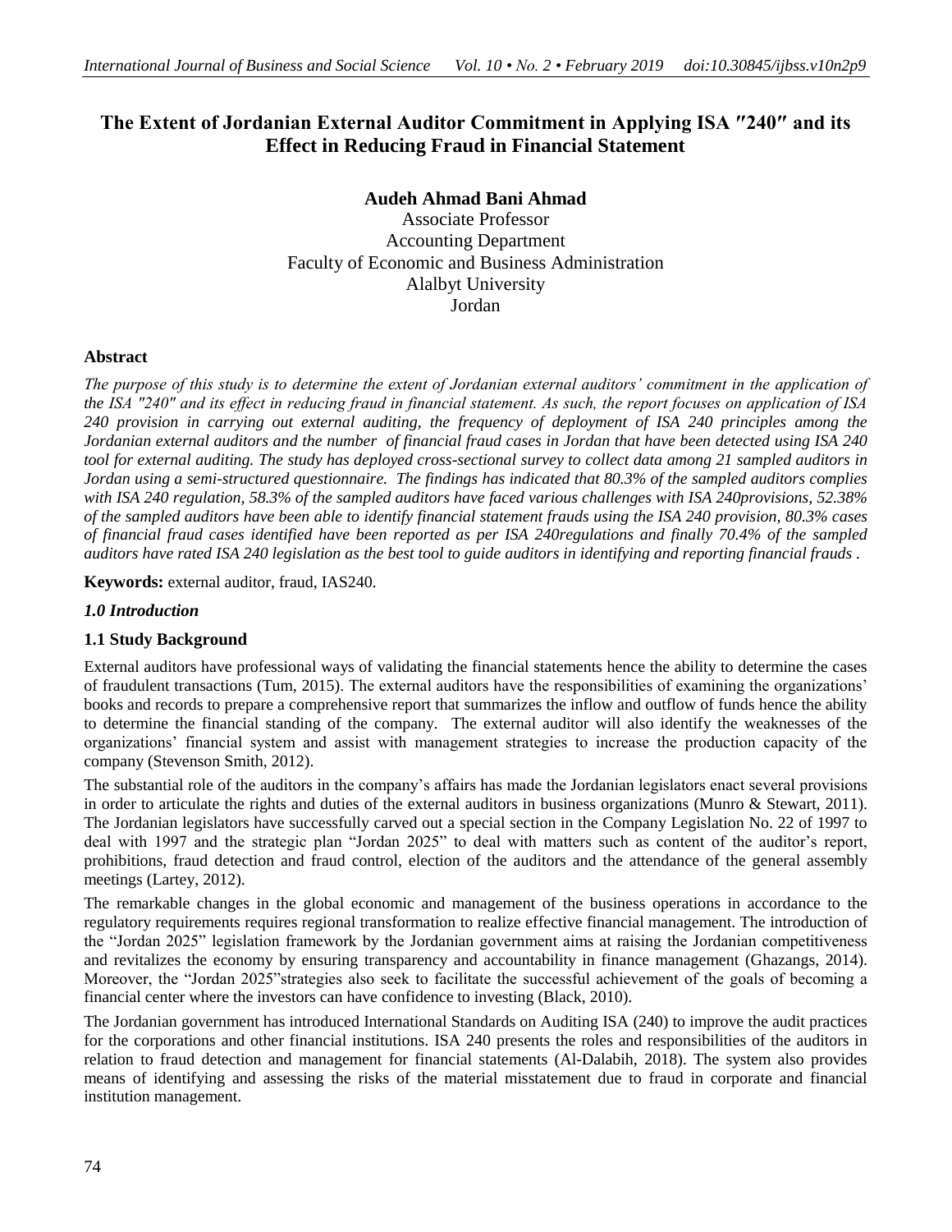# The Extent of Jordanian External Auditor Commitment in Applying ISA ″240″ and its Effect in Reducing Fraud in Financial Statement

**Audeh Ahmad Bani Ahmad**
Associate Professor
Accounting Department
Faculty of Economic and Business Administration
Alalbyt University
Jordan

## Abstract

*The purpose of this study is to determine the extent of Jordanian external auditors' commitment in the application of the ISA "240" and its effect in reducing fraud in financial statement. As such, the report focuses on application of ISA 240 provision in carrying out external auditing, the frequency of deployment of ISA 240 principles among the Jordanian external auditors and the number of financial fraud cases in Jordan that have been detected using ISA 240 tool for external auditing. The study has deployed cross-sectional survey to collect data among 21 sampled auditors in Jordan using a semi-structured questionnaire. The findings has indicated that 80.3% of the sampled auditors complies with ISA 240 regulation, 58.3% of the sampled auditors have faced various challenges with ISA 240provisions, 52.38% of the sampled auditors have been able to identify financial statement frauds using the ISA 240 provision, 80.3% cases of financial fraud cases identified have been reported as per ISA 240regulations and finally 70.4% of the sampled auditors have rated ISA 240 legislation as the best tool to guide auditors in identifying and reporting financial frauds .*

**Keywords:** external auditor, fraud, IAS240.

## *1.0 Introduction*

### 1.1 Study Background

External auditors have professional ways of validating the financial statements hence the ability to determine the cases of fraudulent transactions (Tum, 2015). The external auditors have the responsibilities of examining the organizations' books and records to prepare a comprehensive report that summarizes the inflow and outflow of funds hence the ability to determine the financial standing of the company. The external auditor will also identify the weaknesses of the organizations' financial system and assist with management strategies to increase the production capacity of the company (Stevenson Smith, 2012).

The substantial role of the auditors in the company's affairs has made the Jordanian legislators enact several provisions in order to articulate the rights and duties of the external auditors in business organizations (Munro & Stewart, 2011). The Jordanian legislators have successfully carved out a special section in the Company Legislation No. 22 of 1997 to deal with 1997 and the strategic plan "Jordan 2025" to deal with matters such as content of the auditor's report, prohibitions, fraud detection and fraud control, election of the auditors and the attendance of the general assembly meetings (Lartey, 2012).

The remarkable changes in the global economic and management of the business operations in accordance to the regulatory requirements requires regional transformation to realize effective financial management. The introduction of the "Jordan 2025" legislation framework by the Jordanian government aims at raising the Jordanian competitiveness and revitalizes the economy by ensuring transparency and accountability in finance management (Ghazangs, 2014). Moreover, the "Jordan 2025"strategies also seek to facilitate the successful achievement of the goals of becoming a financial center where the investors can have confidence to investing (Black, 2010).

The Jordanian government has introduced International Standards on Auditing ISA (240) to improve the audit practices for the corporations and other financial institutions. ISA 240 presents the roles and responsibilities of the auditors in relation to fraud detection and management for financial statements (Al-Dalabih, 2018). The system also provides means of identifying and assessing the risks of the material misstatement due to fraud in corporate and financial institution management.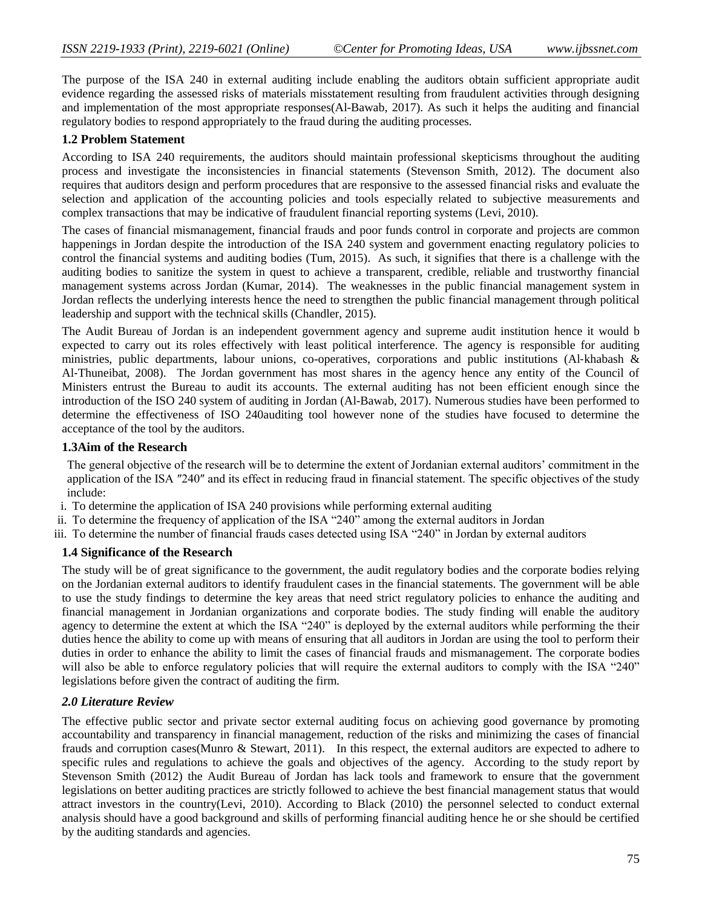The purpose of the ISA 240 in external auditing include enabling the auditors obtain sufficient appropriate audit evidence regarding the assessed risks of materials misstatement resulting from fraudulent activities through designing and implementation of the most appropriate responses(Al-Bawab, 2017). As such it helps the auditing and financial regulatory bodies to respond appropriately to the fraud during the auditing processes.

### 1.2 Problem Statement

According to ISA 240 requirements, the auditors should maintain professional skepticisms throughout the auditing process and investigate the inconsistencies in financial statements (Stevenson Smith, 2012). The document also requires that auditors design and perform procedures that are responsive to the assessed financial risks and evaluate the selection and application of the accounting policies and tools especially related to subjective measurements and complex transactions that may be indicative of fraudulent financial reporting systems (Levi, 2010).

The cases of financial mismanagement, financial frauds and poor funds control in corporate and projects are common happenings in Jordan despite the introduction of the ISA 240 system and government enacting regulatory policies to control the financial systems and auditing bodies (Tum, 2015). As such, it signifies that there is a challenge with the auditing bodies to sanitize the system in quest to achieve a transparent, credible, reliable and trustworthy financial management systems across Jordan (Kumar, 2014). The weaknesses in the public financial management system in Jordan reflects the underlying interests hence the need to strengthen the public financial management through political leadership and support with the technical skills (Chandler, 2015).

The Audit Bureau of Jordan is an independent government agency and supreme audit institution hence it would b expected to carry out its roles effectively with least political interference. The agency is responsible for auditing ministries, public departments, labour unions, co-operatives, corporations and public institutions (Al-khabash & Al-Thuneibat, 2008). The Jordan government has most shares in the agency hence any entity of the Council of Ministers entrust the Bureau to audit its accounts. The external auditing has not been efficient enough since the introduction of the ISO 240 system of auditing in Jordan (Al-Bawab, 2017). Numerous studies have been performed to determine the effectiveness of ISO 240auditing tool however none of the studies have focused to determine the acceptance of the tool by the auditors.

### 1.3Aim of the Research

The general objective of the research will be to determine the extent of Jordanian external auditors' commitment in the application of the ISA ″240″ and its effect in reducing fraud in financial statement. The specific objectives of the study include:

i. To determine the application of ISA 240 provisions while performing external auditing
ii. To determine the frequency of application of the ISA "240" among the external auditors in Jordan
iii. To determine the number of financial frauds cases detected using ISA "240" in Jordan by external auditors

### 1.4 Significance of the Research

The study will be of great significance to the government, the audit regulatory bodies and the corporate bodies relying on the Jordanian external auditors to identify fraudulent cases in the financial statements. The government will be able to use the study findings to determine the key areas that need strict regulatory policies to enhance the auditing and financial management in Jordanian organizations and corporate bodies. The study finding will enable the auditory agency to determine the extent at which the ISA "240" is deployed by the external auditors while performing the their duties hence the ability to come up with means of ensuring that all auditors in Jordan are using the tool to perform their duties in order to enhance the ability to limit the cases of financial frauds and mismanagement. The corporate bodies will also be able to enforce regulatory policies that will require the external auditors to comply with the ISA "240" legislations before given the contract of auditing the firm.

## *2.0 Literature Review*

The effective public sector and private sector external auditing focus on achieving good governance by promoting accountability and transparency in financial management, reduction of the risks and minimizing the cases of financial frauds and corruption cases(Munro & Stewart, 2011). In this respect, the external auditors are expected to adhere to specific rules and regulations to achieve the goals and objectives of the agency. According to the study report by Stevenson Smith (2012) the Audit Bureau of Jordan has lack tools and framework to ensure that the government legislations on better auditing practices are strictly followed to achieve the best financial management status that would attract investors in the country(Levi, 2010). According to Black (2010) the personnel selected to conduct external analysis should have a good background and skills of performing financial auditing hence he or she should be certified by the auditing standards and agencies.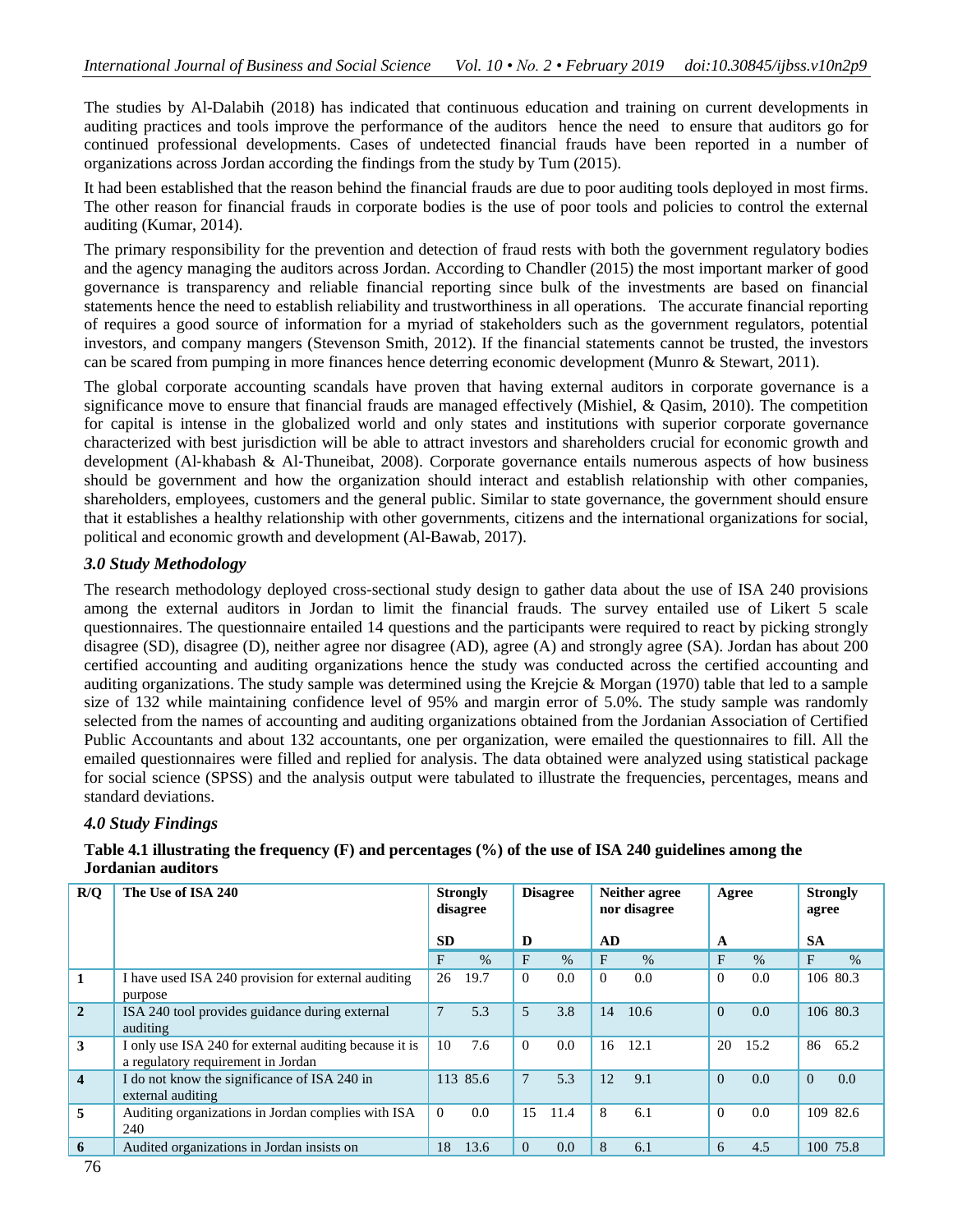The studies by Al-Dalabih (2018) has indicated that continuous education and training on current developments in auditing practices and tools improve the performance of the auditors hence the need to ensure that auditors go for continued professional developments. Cases of undetected financial frauds have been reported in a number of organizations across Jordan according the findings from the study by Tum (2015).

It had been established that the reason behind the financial frauds are due to poor auditing tools deployed in most firms. The other reason for financial frauds in corporate bodies is the use of poor tools and policies to control the external auditing (Kumar, 2014).

The primary responsibility for the prevention and detection of fraud rests with both the government regulatory bodies and the agency managing the auditors across Jordan. According to Chandler (2015) the most important marker of good governance is transparency and reliable financial reporting since bulk of the investments are based on financial statements hence the need to establish reliability and trustworthiness in all operations. The accurate financial reporting of requires a good source of information for a myriad of stakeholders such as the government regulators, potential investors, and company mangers (Stevenson Smith, 2012). If the financial statements cannot be trusted, the investors can be scared from pumping in more finances hence deterring economic development (Munro & Stewart, 2011).

The global corporate accounting scandals have proven that having external auditors in corporate governance is a significance move to ensure that financial frauds are managed effectively (Mishiel, & Qasim, 2010). The competition for capital is intense in the globalized world and only states and institutions with superior corporate governance characterized with best jurisdiction will be able to attract investors and shareholders crucial for economic growth and development (Al-khabash & Al-Thuneibat, 2008). Corporate governance entails numerous aspects of how business should be government and how the organization should interact and establish relationship with other companies, shareholders, employees, customers and the general public. Similar to state governance, the government should ensure that it establishes a healthy relationship with other governments, citizens and the international organizations for social, political and economic growth and development (Al-Bawab, 2017).

### *3.0 Study Methodology*

The research methodology deployed cross-sectional study design to gather data about the use of ISA 240 provisions among the external auditors in Jordan to limit the financial frauds. The survey entailed use of Likert 5 scale questionnaires. The questionnaire entailed 14 questions and the participants were required to react by picking strongly disagree (SD), disagree (D), neither agree nor disagree (AD), agree (A) and strongly agree (SA). Jordan has about 200 certified accounting and auditing organizations hence the study was conducted across the certified accounting and auditing organizations. The study sample was determined using the Krejcie & Morgan (1970) table that led to a sample size of 132 while maintaining confidence level of 95% and margin error of 5.0%. The study sample was randomly selected from the names of accounting and auditing organizations obtained from the Jordanian Association of Certified Public Accountants and about 132 accountants, one per organization, were emailed the questionnaires to fill. All the emailed questionnaires were filled and replied for analysis. The data obtained were analyzed using statistical package for social science (SPSS) and the analysis output were tabulated to illustrate the frequencies, percentages, means and standard deviations.

### *4.0 Study Findings*

**Table 4.1 illustrating the frequency (F) and percentages (%) of the use of ISA 240 guidelines among the Jordanian auditors**

| R/Q | The Use of ISA 240 | Strongly disagree SD | | Disagree D | | Neither agree nor disagree AD | | Agree A | | Strongly agree SA | |
|---|---|---|---|---|---|---|---|---|---|---|---|
| | | F | % | F | % | F | % | F | % | F | % |
| 1 | I have used ISA 240 provision for external auditing purpose | 26 | 19.7 | 0 | 0.0 | 0 | 0.0 | 0 | 0.0 | 106 | 80.3 |
| 2 | ISA 240 tool provides guidance during external auditing | 7 | 5.3 | 5 | 3.8 | 14 | 10.6 | 0 | 0.0 | 106 | 80.3 |
| 3 | I only use ISA 240 for external auditing because it is a regulatory requirement in Jordan | 10 | 7.6 | 0 | 0.0 | 16 | 12.1 | 20 | 15.2 | 86 | 65.2 |
| 4 | I do not know the significance of ISA 240 in external auditing | 113 | 85.6 | 7 | 5.3 | 12 | 9.1 | 0 | 0.0 | 0 | 0.0 |
| 5 | Auditing organizations in Jordan complies with ISA 240 | 0 | 0.0 | 15 | 11.4 | 8 | 6.1 | 0 | 0.0 | 109 | 82.6 |
| 6 | Audited organizations in Jordan insists on | 18 | 13.6 | 0 | 0.0 | 8 | 6.1 | 6 | 4.5 | 100 | 75.8 |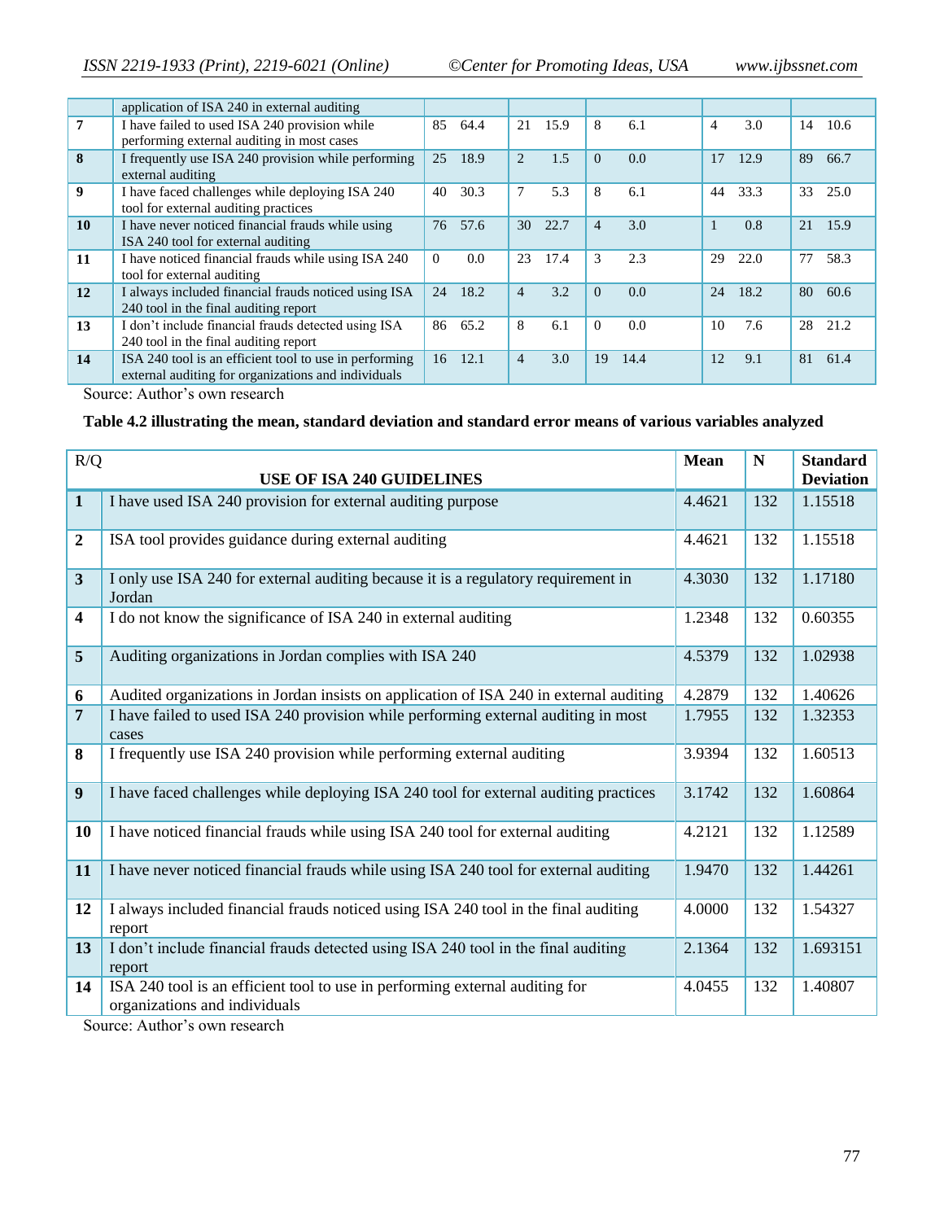| | application of ISA 240 in external auditing | | | | | | | | | | |
|---|---|---|---|---|---|---|---|---|---|---|---|
| **7** | I have failed to used ISA 240 provision while performing external auditing in most cases | 85 | 64.4 | 21 | 15.9 | 8 | 6.1 | 4 | 3.0 | 14 | 10.6 |
| **8** | I frequently use ISA 240 provision while performing external auditing | 25 | 18.9 | 2 | 1.5 | 0 | 0.0 | 17 | 12.9 | 89 | 66.7 |
| **9** | I have faced challenges while deploying ISA 240 tool for external auditing practices | 40 | 30.3 | 7 | 5.3 | 8 | 6.1 | 44 | 33.3 | 33 | 25.0 |
| **10** | I have never noticed financial frauds while using ISA 240 tool for external auditing | 76 | 57.6 | 30 | 22.7 | 4 | 3.0 | 1 | 0.8 | 21 | 15.9 |
| **11** | I have noticed financial frauds while using ISA 240 tool for external auditing | 0 | 0.0 | 23 | 17.4 | 3 | 2.3 | 29 | 22.0 | 77 | 58.3 |
| **12** | I always included financial frauds noticed using ISA 240 tool in the final auditing report | 24 | 18.2 | 4 | 3.2 | 0 | 0.0 | 24 | 18.2 | 80 | 60.6 |
| **13** | I don't include financial frauds detected using ISA 240 tool in the final auditing report | 86 | 65.2 | 8 | 6.1 | 0 | 0.0 | 10 | 7.6 | 28 | 21.2 |
| **14** | ISA 240 tool is an efficient tool to use in performing external auditing for organizations and individuals | 16 | 12.1 | 4 | 3.0 | 19 | 14.4 | 12 | 9.1 | 81 | 61.4 |

Source: Author's own research

**Table 4.2 illustrating the mean, standard deviation and standard error means of various variables analyzed**

| R/Q | USE OF ISA 240 GUIDELINES | Mean | N | Standard Deviation |
|---|---|---|---|---|
| **1** | I have used ISA 240 provision for external auditing purpose | 4.4621 | 132 | 1.15518 |
| **2** | ISA tool provides guidance during external auditing | 4.4621 | 132 | 1.15518 |
| **3** | I only use ISA 240 for external auditing because it is a regulatory requirement in Jordan | 4.3030 | 132 | 1.17180 |
| **4** | I do not know the significance of ISA 240 in external auditing | 1.2348 | 132 | 0.60355 |
| **5** | Auditing organizations in Jordan complies with ISA 240 | 4.5379 | 132 | 1.02938 |
| **6** | Audited organizations in Jordan insists on application of ISA 240 in external auditing | 4.2879 | 132 | 1.40626 |
| **7** | I have failed to used ISA 240 provision while performing external auditing in most cases | 1.7955 | 132 | 1.32353 |
| **8** | I frequently use ISA 240 provision while performing external auditing | 3.9394 | 132 | 1.60513 |
| **9** | I have faced challenges while deploying ISA 240 tool for external auditing practices | 3.1742 | 132 | 1.60864 |
| **10** | I have noticed financial frauds while using ISA 240 tool for external auditing | 4.2121 | 132 | 1.12589 |
| **11** | I have never noticed financial frauds while using ISA 240 tool for external auditing | 1.9470 | 132 | 1.44261 |
| **12** | I always included financial frauds noticed using ISA 240 tool in the final auditing report | 4.0000 | 132 | 1.54327 |
| **13** | I don't include financial frauds detected using ISA 240 tool in the final auditing report | 2.1364 | 132 | 1.693151 |
| **14** | ISA 240 tool is an efficient tool to use in performing external auditing for organizations and individuals | 4.0455 | 132 | 1.40807 |

Source: Author's own research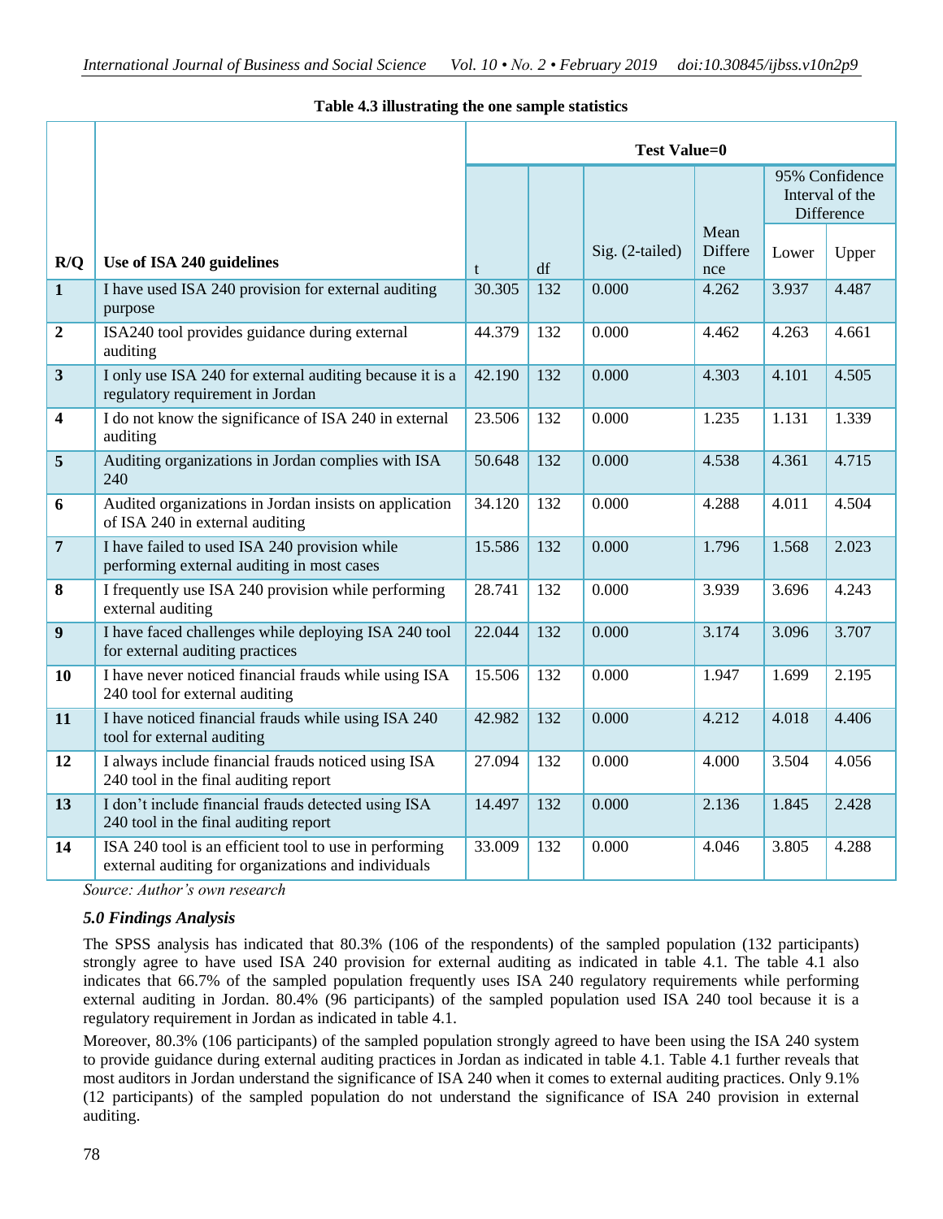**Table 4.3 illustrating the one sample statistics**

| R/Q | Use of ISA 240 guidelines | Test Value=0 | | | | | |
|---|---|---|---|---|---|---|---|
| | | t | df | Sig. (2-tailed) | Mean Difference | 95% Confidence Interval of the Difference | |
| | | | | | | Lower | Upper |
| 1 | I have used ISA 240 provision for external auditing purpose | 30.305 | 132 | 0.000 | 4.262 | 3.937 | 4.487 |
| 2 | ISA240 tool provides guidance during external auditing | 44.379 | 132 | 0.000 | 4.462 | 4.263 | 4.661 |
| 3 | I only use ISA 240 for external auditing because it is a regulatory requirement in Jordan | 42.190 | 132 | 0.000 | 4.303 | 4.101 | 4.505 |
| 4 | I do not know the significance of ISA 240 in external auditing | 23.506 | 132 | 0.000 | 1.235 | 1.131 | 1.339 |
| 5 | Auditing organizations in Jordan complies with ISA 240 | 50.648 | 132 | 0.000 | 4.538 | 4.361 | 4.715 |
| 6 | Audited organizations in Jordan insists on application of ISA 240 in external auditing | 34.120 | 132 | 0.000 | 4.288 | 4.011 | 4.504 |
| 7 | I have failed to used ISA 240 provision while performing external auditing in most cases | 15.586 | 132 | 0.000 | 1.796 | 1.568 | 2.023 |
| 8 | I frequently use ISA 240 provision while performing external auditing | 28.741 | 132 | 0.000 | 3.939 | 3.696 | 4.243 |
| 9 | I have faced challenges while deploying ISA 240 tool for external auditing practices | 22.044 | 132 | 0.000 | 3.174 | 3.096 | 3.707 |
| 10 | I have never noticed financial frauds while using ISA 240 tool for external auditing | 15.506 | 132 | 0.000 | 1.947 | 1.699 | 2.195 |
| 11 | I have noticed financial frauds while using ISA 240 tool for external auditing | 42.982 | 132 | 0.000 | 4.212 | 4.018 | 4.406 |
| 12 | I always include financial frauds noticed using ISA 240 tool in the final auditing report | 27.094 | 132 | 0.000 | 4.000 | 3.504 | 4.056 |
| 13 | I don't include financial frauds detected using ISA 240 tool in the final auditing report | 14.497 | 132 | 0.000 | 2.136 | 1.845 | 2.428 |
| 14 | ISA 240 tool is an efficient tool to use in performing external auditing for organizations and individuals | 33.009 | 132 | 0.000 | 4.046 | 3.805 | 4.288 |

*Source: Author's own research*

### *5.0 Findings Analysis*

The SPSS analysis has indicated that 80.3% (106 of the respondents) of the sampled population (132 participants) strongly agree to have used ISA 240 provision for external auditing as indicated in table 4.1. The table 4.1 also indicates that 66.7% of the sampled population frequently uses ISA 240 regulatory requirements while performing external auditing in Jordan. 80.4% (96 participants) of the sampled population used ISA 240 tool because it is a regulatory requirement in Jordan as indicated in table 4.1.

Moreover, 80.3% (106 participants) of the sampled population strongly agreed to have been using the ISA 240 system to provide guidance during external auditing practices in Jordan as indicated in table 4.1. Table 4.1 further reveals that most auditors in Jordan understand the significance of ISA 240 when it comes to external auditing practices. Only 9.1% (12 participants) of the sampled population do not understand the significance of ISA 240 provision in external auditing.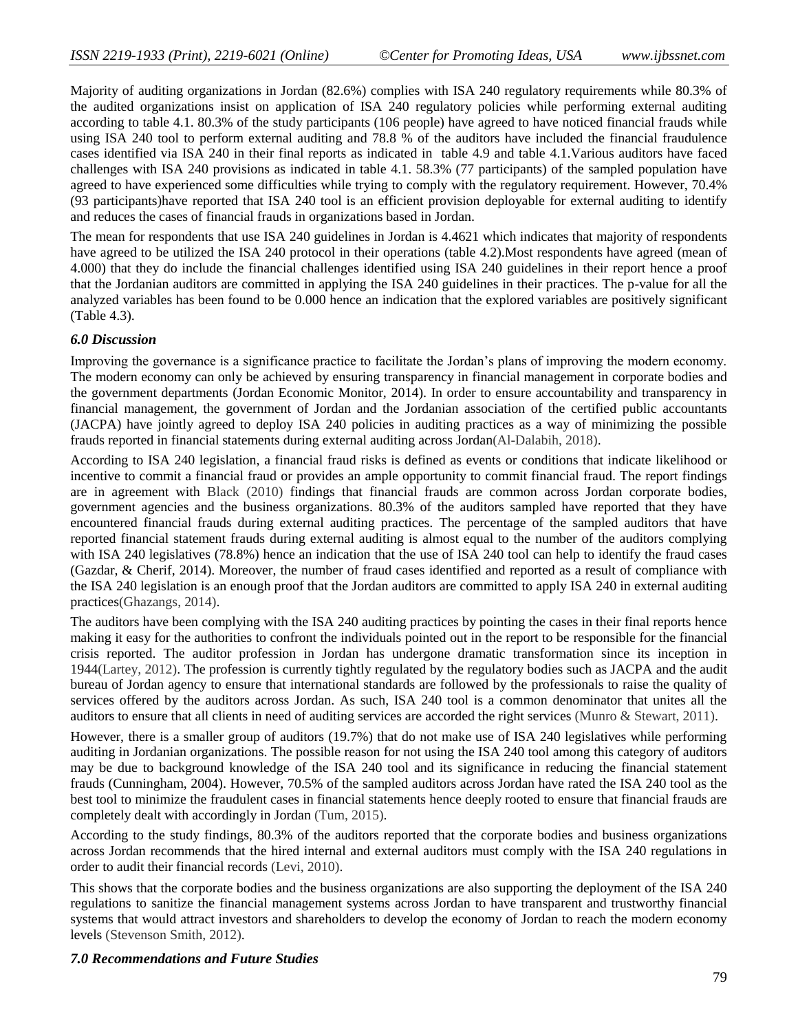Majority of auditing organizations in Jordan (82.6%) complies with ISA 240 regulatory requirements while 80.3% of the audited organizations insist on application of ISA 240 regulatory policies while performing external auditing according to table 4.1. 80.3% of the study participants (106 people) have agreed to have noticed financial frauds while using ISA 240 tool to perform external auditing and 78.8 % of the auditors have included the financial fraudulence cases identified via ISA 240 in their final reports as indicated in table 4.9 and table 4.1.Various auditors have faced challenges with ISA 240 provisions as indicated in table 4.1. 58.3% (77 participants) of the sampled population have agreed to have experienced some difficulties while trying to comply with the regulatory requirement. However, 70.4% (93 participants)have reported that ISA 240 tool is an efficient provision deployable for external auditing to identify and reduces the cases of financial frauds in organizations based in Jordan.

The mean for respondents that use ISA 240 guidelines in Jordan is 4.4621 which indicates that majority of respondents have agreed to be utilized the ISA 240 protocol in their operations (table 4.2).Most respondents have agreed (mean of 4.000) that they do include the financial challenges identified using ISA 240 guidelines in their report hence a proof that the Jordanian auditors are committed in applying the ISA 240 guidelines in their practices. The p-value for all the analyzed variables has been found to be 0.000 hence an indication that the explored variables are positively significant (Table 4.3).

### *6.0 Discussion*

Improving the governance is a significance practice to facilitate the Jordan's plans of improving the modern economy. The modern economy can only be achieved by ensuring transparency in financial management in corporate bodies and the government departments (Jordan Economic Monitor, 2014). In order to ensure accountability and transparency in financial management, the government of Jordan and the Jordanian association of the certified public accountants (JACPA) have jointly agreed to deploy ISA 240 policies in auditing practices as a way of minimizing the possible frauds reported in financial statements during external auditing across Jordan(Al-Dalabih, 2018).

According to ISA 240 legislation, a financial fraud risks is defined as events or conditions that indicate likelihood or incentive to commit a financial fraud or provides an ample opportunity to commit financial fraud. The report findings are in agreement with Black (2010) findings that financial frauds are common across Jordan corporate bodies, government agencies and the business organizations. 80.3% of the auditors sampled have reported that they have encountered financial frauds during external auditing practices. The percentage of the sampled auditors that have reported financial statement frauds during external auditing is almost equal to the number of the auditors complying with ISA 240 legislatives (78.8%) hence an indication that the use of ISA 240 tool can help to identify the fraud cases (Gazdar, & Cherif, 2014). Moreover, the number of fraud cases identified and reported as a result of compliance with the ISA 240 legislation is an enough proof that the Jordan auditors are committed to apply ISA 240 in external auditing practices(Ghazangs, 2014).

The auditors have been complying with the ISA 240 auditing practices by pointing the cases in their final reports hence making it easy for the authorities to confront the individuals pointed out in the report to be responsible for the financial crisis reported. The auditor profession in Jordan has undergone dramatic transformation since its inception in 1944(Lartey, 2012). The profession is currently tightly regulated by the regulatory bodies such as JACPA and the audit bureau of Jordan agency to ensure that international standards are followed by the professionals to raise the quality of services offered by the auditors across Jordan. As such, ISA 240 tool is a common denominator that unites all the auditors to ensure that all clients in need of auditing services are accorded the right services (Munro & Stewart, 2011).

However, there is a smaller group of auditors (19.7%) that do not make use of ISA 240 legislatives while performing auditing in Jordanian organizations. The possible reason for not using the ISA 240 tool among this category of auditors may be due to background knowledge of the ISA 240 tool and its significance in reducing the financial statement frauds (Cunningham, 2004). However, 70.5% of the sampled auditors across Jordan have rated the ISA 240 tool as the best tool to minimize the fraudulent cases in financial statements hence deeply rooted to ensure that financial frauds are completely dealt with accordingly in Jordan (Tum, 2015).

According to the study findings, 80.3% of the auditors reported that the corporate bodies and business organizations across Jordan recommends that the hired internal and external auditors must comply with the ISA 240 regulations in order to audit their financial records (Levi, 2010).

This shows that the corporate bodies and the business organizations are also supporting the deployment of the ISA 240 regulations to sanitize the financial management systems across Jordan to have transparent and trustworthy financial systems that would attract investors and shareholders to develop the economy of Jordan to reach the modern economy levels (Stevenson Smith, 2012).

### *7.0 Recommendations and Future Studies*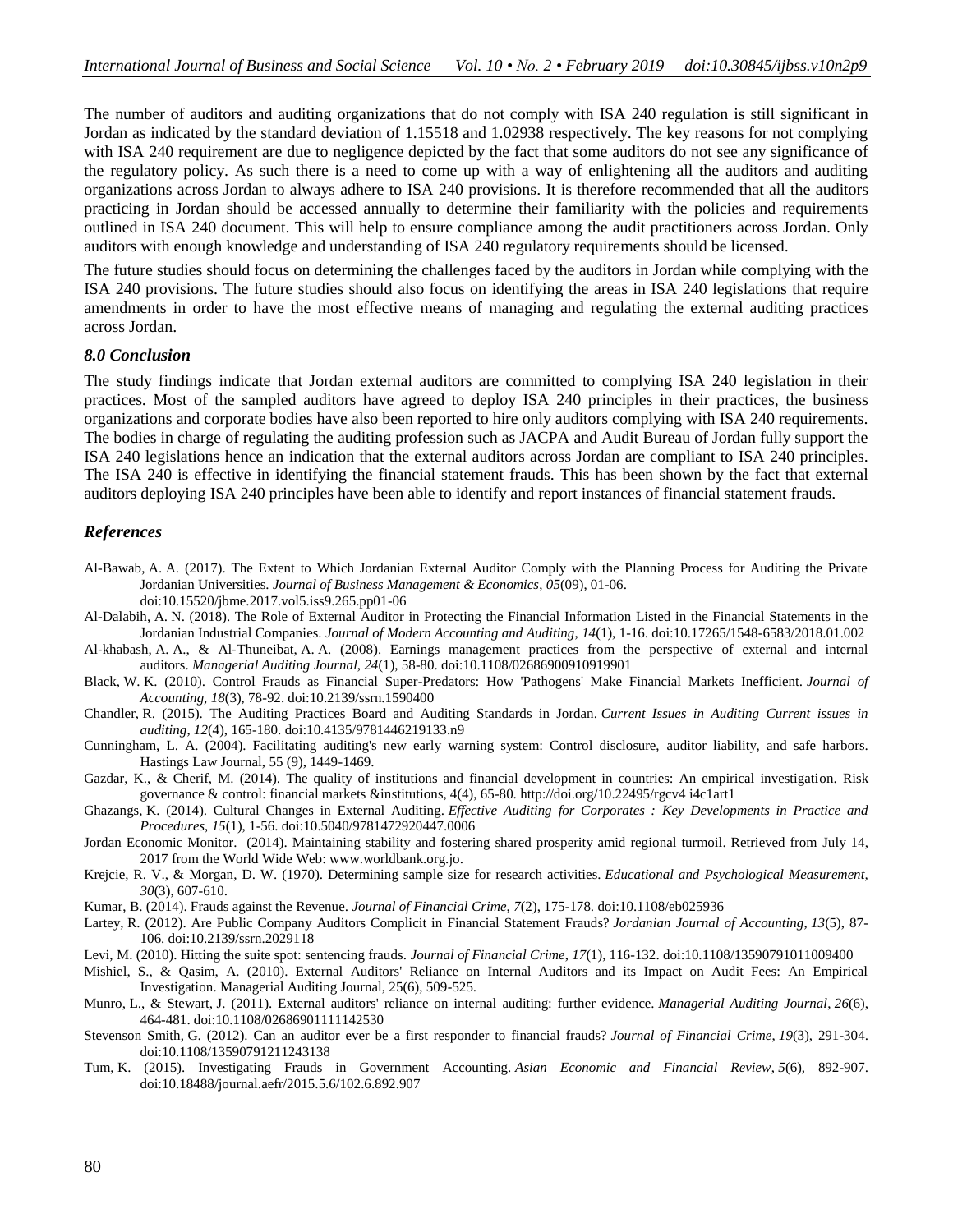The number of auditors and auditing organizations that do not comply with ISA 240 regulation is still significant in Jordan as indicated by the standard deviation of 1.15518 and 1.02938 respectively. The key reasons for not complying with ISA 240 requirement are due to negligence depicted by the fact that some auditors do not see any significance of the regulatory policy. As such there is a need to come up with a way of enlightening all the auditors and auditing organizations across Jordan to always adhere to ISA 240 provisions. It is therefore recommended that all the auditors practicing in Jordan should be accessed annually to determine their familiarity with the policies and requirements outlined in ISA 240 document. This will help to ensure compliance among the audit practitioners across Jordan. Only auditors with enough knowledge and understanding of ISA 240 regulatory requirements should be licensed.

The future studies should focus on determining the challenges faced by the auditors in Jordan while complying with the ISA 240 provisions. The future studies should also focus on identifying the areas in ISA 240 legislations that require amendments in order to have the most effective means of managing and regulating the external auditing practices across Jordan.

### *8.0 Conclusion*

The study findings indicate that Jordan external auditors are committed to complying ISA 240 legislation in their practices. Most of the sampled auditors have agreed to deploy ISA 240 principles in their practices, the business organizations and corporate bodies have also been reported to hire only auditors complying with ISA 240 requirements. The bodies in charge of regulating the auditing profession such as JACPA and Audit Bureau of Jordan fully support the ISA 240 legislations hence an indication that the external auditors across Jordan are compliant to ISA 240 principles. The ISA 240 is effective in identifying the financial statement frauds. This has been shown by the fact that external auditors deploying ISA 240 principles have been able to identify and report instances of financial statement frauds.

## *References*

Al-Bawab, A. A. (2017). The Extent to Which Jordanian External Auditor Comply with the Planning Process for Auditing the Private Jordanian Universities. *Journal of Business Management & Economics*, *05*(09), 01-06. doi:10.15520/jbme.2017.vol5.iss9.265.pp01-06

Al-Dalabih, A. N. (2018). The Role of External Auditor in Protecting the Financial Information Listed in the Financial Statements in the Jordanian Industrial Companies. *Journal of Modern Accounting and Auditing*, *14*(1), 1-16. doi:10.17265/1548-6583/2018.01.002

Al-khabash, A. A., & Al-Thuneibat, A. A. (2008). Earnings management practices from the perspective of external and internal auditors. *Managerial Auditing Journal*, *24*(1), 58-80. doi:10.1108/02686900910919901

Black, W. K. (2010). Control Frauds as Financial Super-Predators: How 'Pathogens' Make Financial Markets Inefficient. *Journal of Accounting*, *18*(3), 78-92. doi:10.2139/ssrn.1590400

Chandler, R. (2015). The Auditing Practices Board and Auditing Standards in Jordan. *Current Issues in Auditing Current issues in auditing*, *12*(4), 165-180. doi:10.4135/9781446219133.n9

Cunningham, L. A. (2004). Facilitating auditing's new early warning system: Control disclosure, auditor liability, and safe harbors. Hastings Law Journal, 55 (9), 1449-1469.

Gazdar, K., & Cherif, M. (2014). The quality of institutions and financial development in countries: An empirical investigation. Risk governance & control: financial markets &institutions, 4(4), 65-80. http://doi.org/10.22495/rgcv4 i4c1art1

Ghazangs, K. (2014). Cultural Changes in External Auditing. *Effective Auditing for Corporates : Key Developments in Practice and Procedures*, *15*(1), 1-56. doi:10.5040/9781472920447.0006

Jordan Economic Monitor. (2014). Maintaining stability and fostering shared prosperity amid regional turmoil. Retrieved from July 14, 2017 from the World Wide Web: www.worldbank.org.jo.

Krejcie, R. V., & Morgan, D. W. (1970). Determining sample size for research activities. *Educational and Psychological Measurement, 30*(3), 607-610.

Kumar, B. (2014). Frauds against the Revenue. *Journal of Financial Crime*, *7*(2), 175-178. doi:10.1108/eb025936

Lartey, R. (2012). Are Public Company Auditors Complicit in Financial Statement Frauds? *Jordanian Journal of Accounting*, *13*(5), 87-106. doi:10.2139/ssrn.2029118

Levi, M. (2010). Hitting the suite spot: sentencing frauds. *Journal of Financial Crime*, *17*(1), 116-132. doi:10.1108/13590791011009400

Mishiel, S., & Qasim, A. (2010). External Auditors' Reliance on Internal Auditors and its Impact on Audit Fees: An Empirical Investigation. Managerial Auditing Journal, 25(6), 509-525.

Munro, L., & Stewart, J. (2011). External auditors' reliance on internal auditing: further evidence. *Managerial Auditing Journal*, *26*(6), 464-481. doi:10.1108/02686901111142530

Stevenson Smith, G. (2012). Can an auditor ever be a first responder to financial frauds? *Journal of Financial Crime*, *19*(3), 291-304. doi:10.1108/13590791211243138

Tum, K. (2015). Investigating Frauds in Government Accounting. *Asian Economic and Financial Review*, *5*(6), 892-907. doi:10.18488/journal.aefr/2015.5.6/102.6.892.907